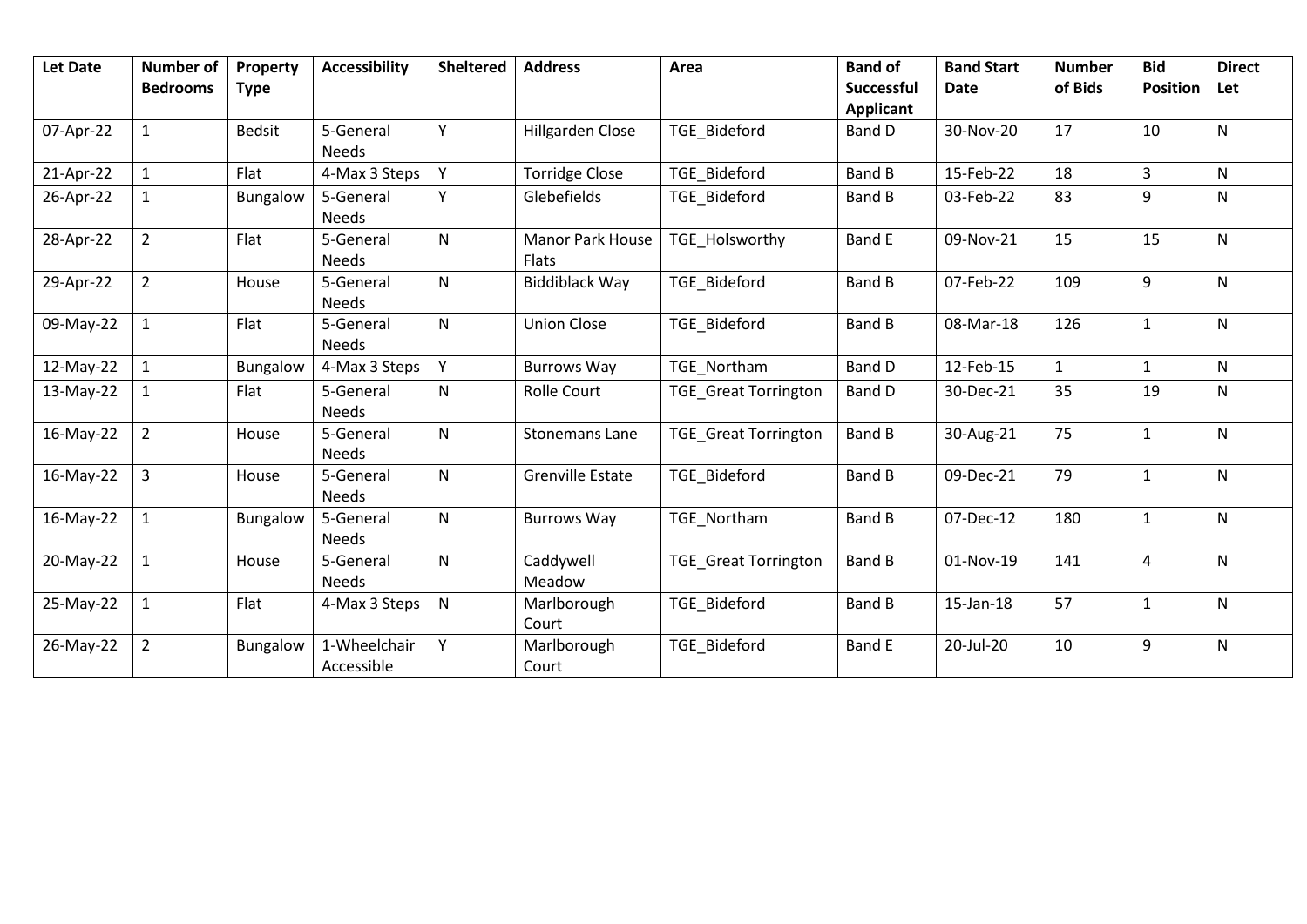| Let Date | Number of Bedrooms | Property Type | Accessibility | Sheltered | Address | Area | Band of Successful Applicant | Band Start Date | Number of Bids | Bid Position | Direct Let |
|---|---|---|---|---|---|---|---|---|---|---|---|
| 07-Apr-22 | 1 | Bedsit | 5-General Needs | Y | Hillgarden Close | TGE_Bideford | Band D | 30-Nov-20 | 17 | 10 | N |
| 21-Apr-22 | 1 | Flat | 4-Max 3 Steps | Y | Torridge Close | TGE_Bideford | Band B | 15-Feb-22 | 18 | 3 | N |
| 26-Apr-22 | 1 | Bungalow | 5-General Needs | Y | Glebefields | TGE_Bideford | Band B | 03-Feb-22 | 83 | 9 | N |
| 28-Apr-22 | 2 | Flat | 5-General Needs | N | Manor Park House Flats | TGE_Holsworthy | Band E | 09-Nov-21 | 15 | 15 | N |
| 29-Apr-22 | 2 | House | 5-General Needs | N | Biddiblack Way | TGE_Bideford | Band B | 07-Feb-22 | 109 | 9 | N |
| 09-May-22 | 1 | Flat | 5-General Needs | N | Union Close | TGE_Bideford | Band B | 08-Mar-18 | 126 | 1 | N |
| 12-May-22 | 1 | Bungalow | 4-Max 3 Steps | Y | Burrows Way | TGE_Northam | Band D | 12-Feb-15 | 1 | 1 | N |
| 13-May-22 | 1 | Flat | 5-General Needs | N | Rolle Court | TGE_Great Torrington | Band D | 30-Dec-21 | 35 | 19 | N |
| 16-May-22 | 2 | House | 5-General Needs | N | Stonemans Lane | TGE_Great Torrington | Band B | 30-Aug-21 | 75 | 1 | N |
| 16-May-22 | 3 | House | 5-General Needs | N | Grenville Estate | TGE_Bideford | Band B | 09-Dec-21 | 79 | 1 | N |
| 16-May-22 | 1 | Bungalow | 5-General Needs | N | Burrows Way | TGE_Northam | Band B | 07-Dec-12 | 180 | 1 | N |
| 20-May-22 | 1 | House | 5-General Needs | N | Caddywell Meadow | TGE_Great Torrington | Band B | 01-Nov-19 | 141 | 4 | N |
| 25-May-22 | 1 | Flat | 4-Max 3 Steps | N | Marlborough Court | TGE_Bideford | Band B | 15-Jan-18 | 57 | 1 | N |
| 26-May-22 | 2 | Bungalow | 1-Wheelchair Accessible | Y | Marlborough Court | TGE_Bideford | Band E | 20-Jul-20 | 10 | 9 | N |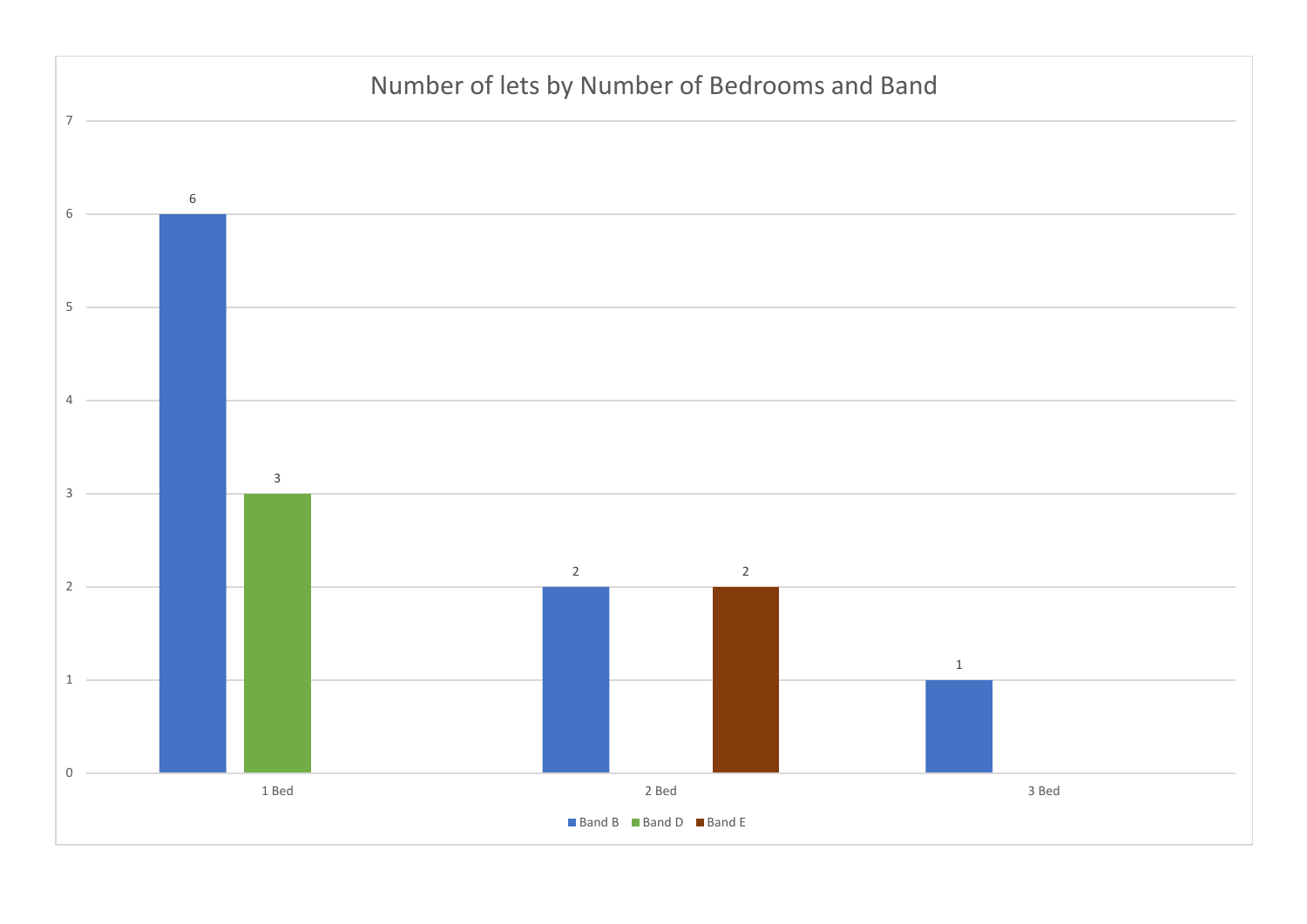## Number of lets by Number of Bedrooms and Band

| | Band B | Band D | Band E |
|---|---|---|---|
| 1 Bed | 6 | 3 | |
| 2 Bed | 2 | | 2 |
| 3 Bed | 1 | | |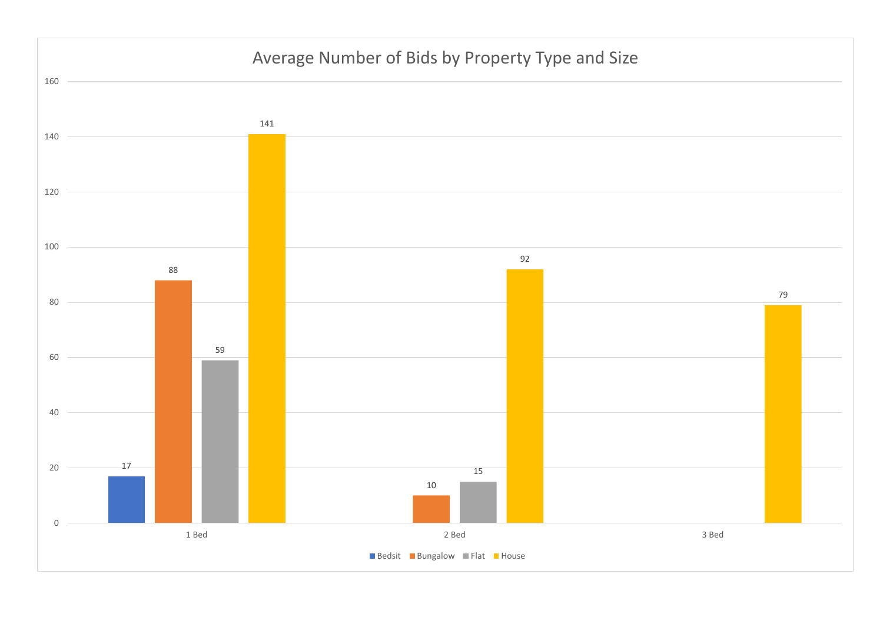Average Number of Bids by Property Type and Size

160
140
120
100
80
60
40
20
0

17
88
59
141
92
10
15
79

1 Bed
2 Bed
3 Bed

Bedsit
Bungalow
Flat
House